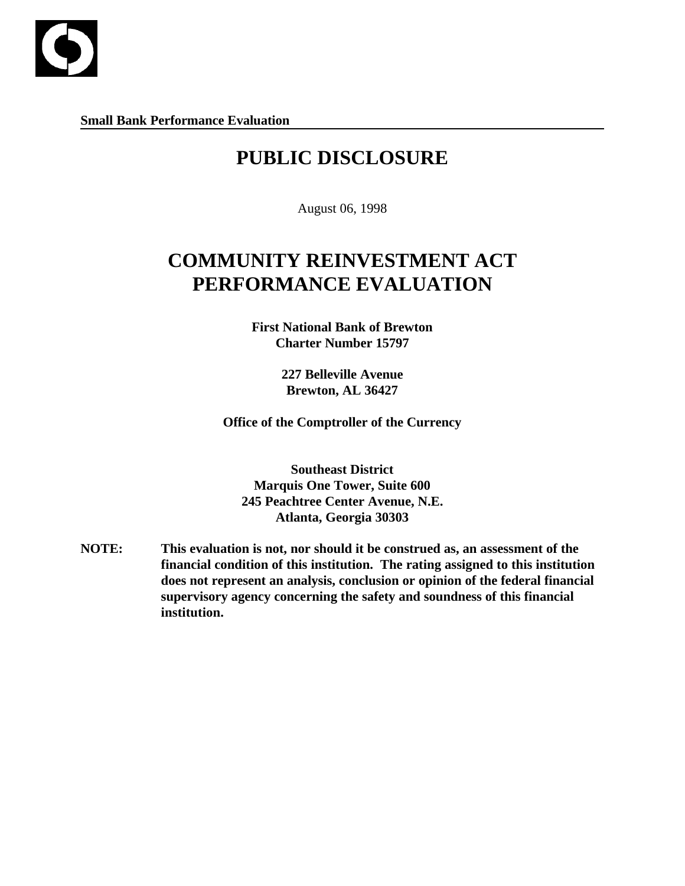**Small Bank Performance Evaluation**

# PUBLIC DISCLOSURE

August 06, 1998

# COMMUNITY REINVESTMENT ACT PERFORMANCE EVALUATION

**First National Bank of Brewton**
**Charter Number 15797**

**227 Belleville Avenue**
**Brewton, AL 36427**

**Office of the Comptroller of the Currency**

**Southeast District**
**Marquis One Tower, Suite 600**
**245 Peachtree Center Avenue, N.E.**
**Atlanta, Georgia 30303**

**NOTE:** **This evaluation is not, nor should it be construed as, an assessment of the financial condition of this institution. The rating assigned to this institution does not represent an analysis, conclusion or opinion of the federal financial supervisory agency concerning the safety and soundness of this financial institution.**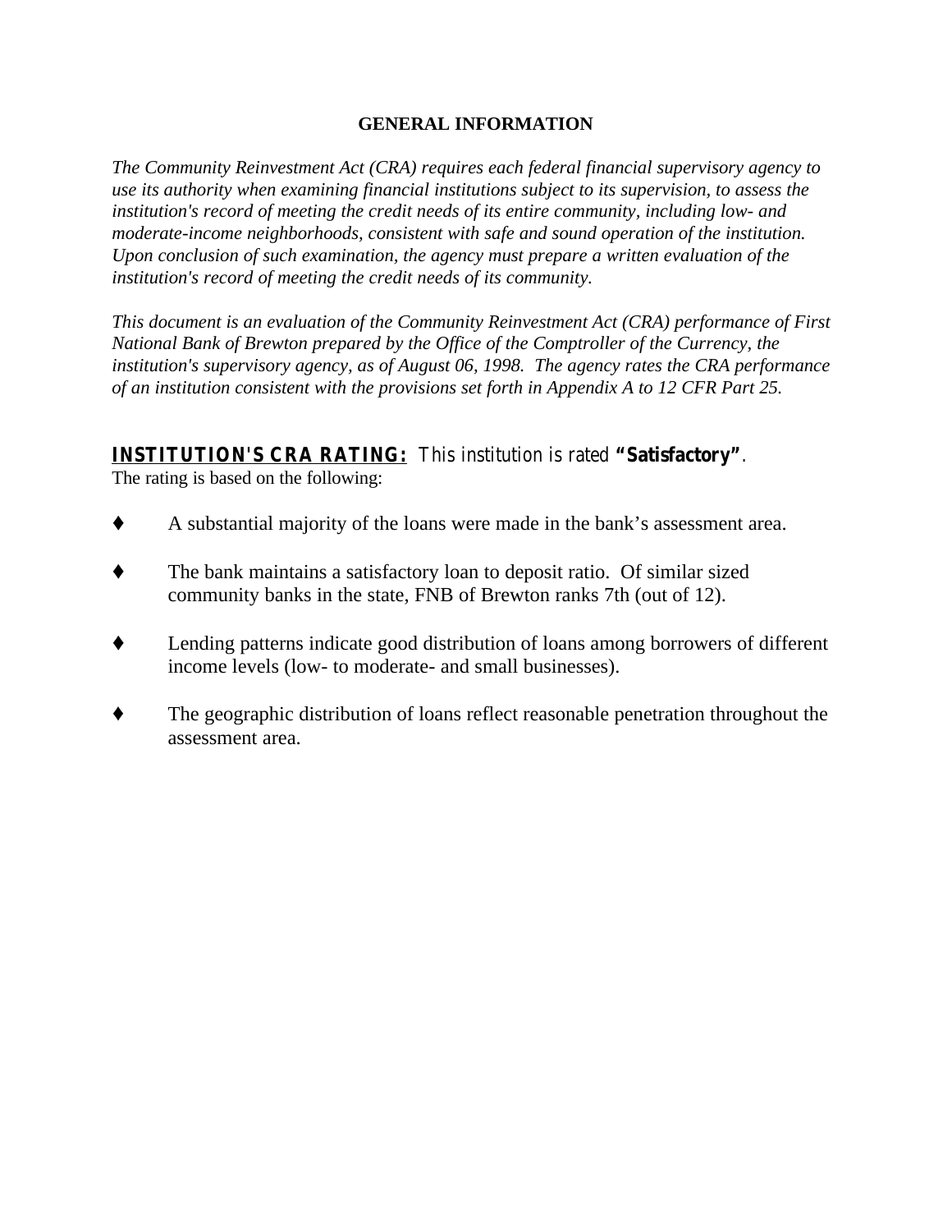## GENERAL INFORMATION

*The Community Reinvestment Act (CRA) requires each federal financial supervisory agency to use its authority when examining financial institutions subject to its supervision, to assess the institution's record of meeting the credit needs of its entire community, including low- and moderate-income neighborhoods, consistent with safe and sound operation of the institution. Upon conclusion of such examination, the agency must prepare a written evaluation of the institution's record of meeting the credit needs of its community.*

*This document is an evaluation of the Community Reinvestment Act (CRA) performance of First National Bank of Brewton prepared by the Office of the Comptroller of the Currency, the institution's supervisory agency, as of August 06, 1998. The agency rates the CRA performance of an institution consistent with the provisions set forth in Appendix A to 12 CFR Part 25.*

**INSTITUTION'S CRA RATING:** This institution is rated **"Satisfactory"**.
The rating is based on the following:

- A substantial majority of the loans were made in the bank's assessment area.
- The bank maintains a satisfactory loan to deposit ratio. Of similar sized community banks in the state, FNB of Brewton ranks 7th (out of 12).
- Lending patterns indicate good distribution of loans among borrowers of different income levels (low- to moderate- and small businesses).
- The geographic distribution of loans reflect reasonable penetration throughout the assessment area.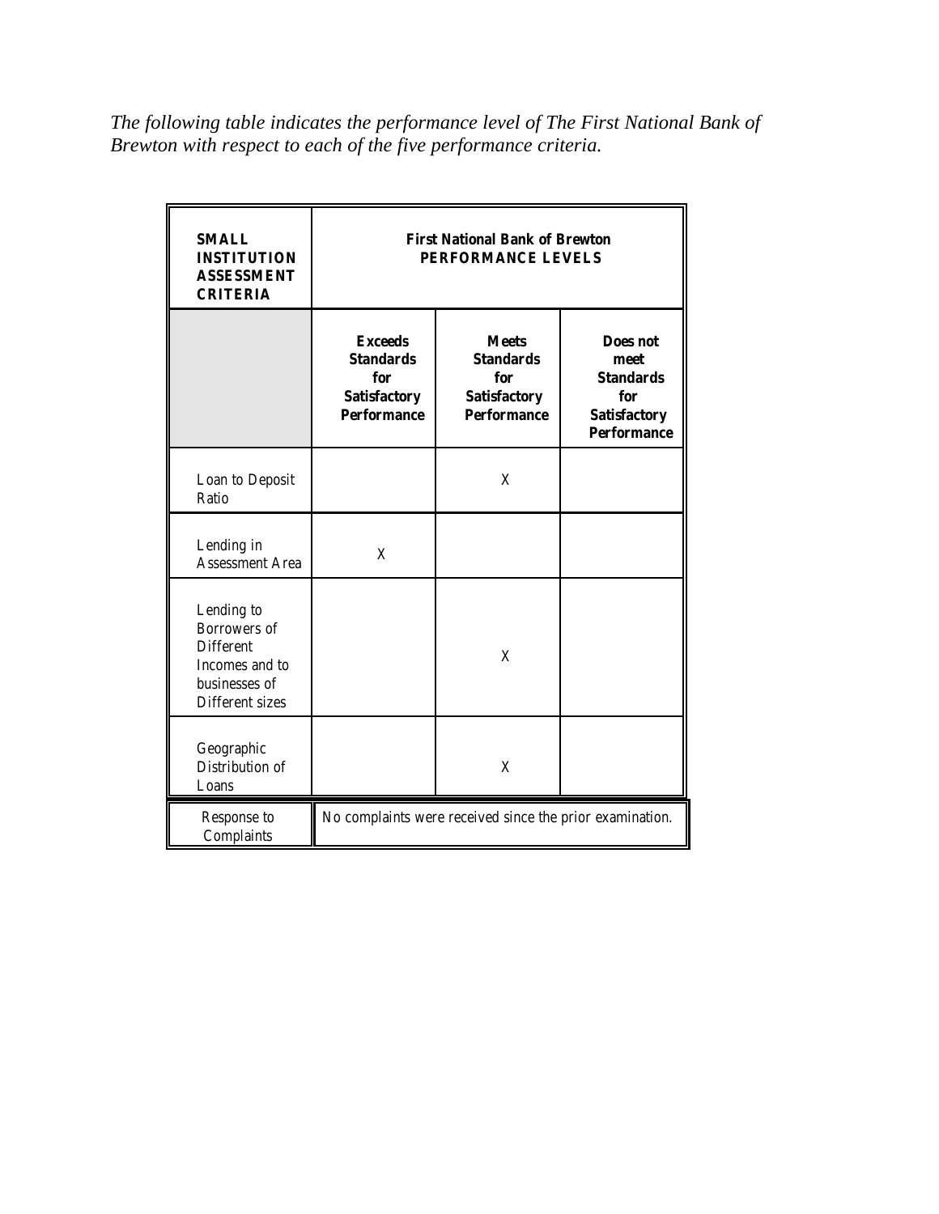*The following table indicates the performance level of The First National Bank of Brewton with respect to each of the five performance criteria.*

| **SMALL INSTITUTION ASSESSMENT CRITERIA** | **First National Bank of Brewton PERFORMANCE LEVELS** | | |
|---|---|---|---|
| | **Exceeds Standards for Satisfactory Performance** | **Meets Standards for Satisfactory Performance** | **Does not meet Standards for Satisfactory Performance** |
| Loan to Deposit Ratio | | X | |
| Lending in Assessment Area | X | | |
| Lending to Borrowers of Different Incomes and to businesses of Different sizes | | X | |
| Geographic Distribution of Loans | | X | |
| Response to Complaints | No complaints were received since the prior examination. | | |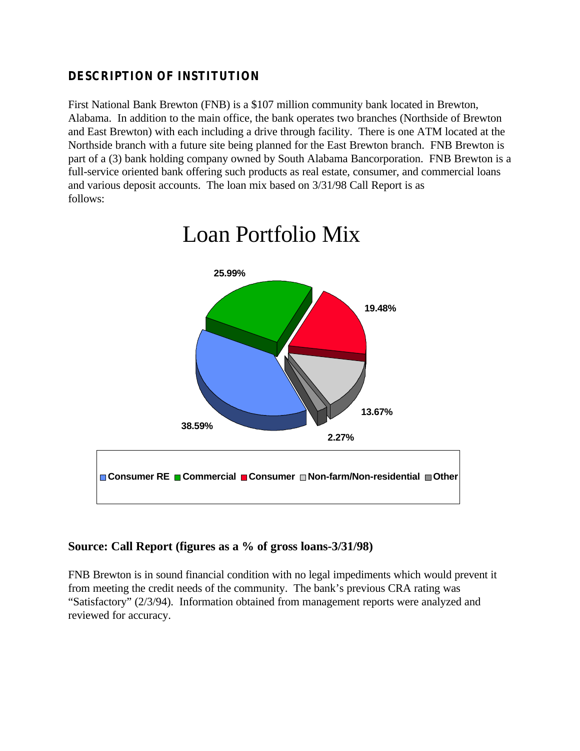## DESCRIPTION OF INSTITUTION

First National Bank Brewton (FNB) is a $107 million community bank located in Brewton, Alabama. In addition to the main office, the bank operates two branches (Northside of Brewton and East Brewton) with each including a drive through facility. There is one ATM located at the Northside branch with a future site being planned for the East Brewton branch. FNB Brewton is part of a (3) bank holding company owned by South Alabama Bancorporation. FNB Brewton is a full-service oriented bank offering such products as real estate, consumer, and commercial loans and various deposit accounts. The loan mix based on 3/31/98 Call Report is as follows:

Loan Portfolio Mix

| Loan Type | % |
|---|---|
| Consumer RE | 38.59% |
| Commercial | 25.99% |
| Consumer | 19.48% |
| Non-farm/Non-residential | 13.67% |
| Other | 2.27% |

**Source: Call Report (figures as a % of gross loans-3/31/98)**

FNB Brewton is in sound financial condition with no legal impediments which would prevent it from meeting the credit needs of the community. The bank's previous CRA rating was "Satisfactory" (2/3/94). Information obtained from management reports were analyzed and reviewed for accuracy.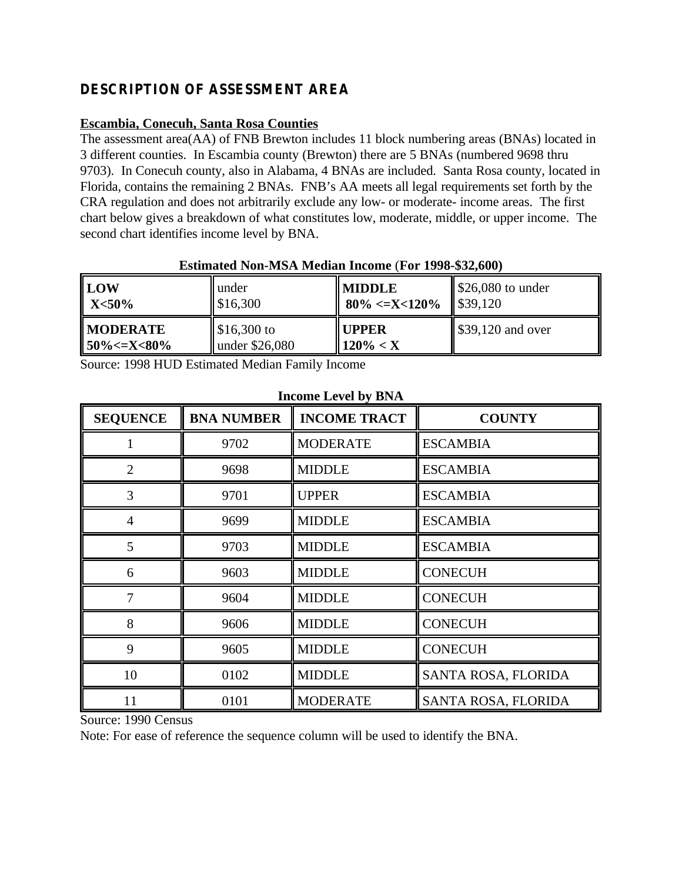## DESCRIPTION OF ASSESSMENT AREA

**Escambia, Conecuh, Santa Rosa Counties**

The assessment area(AA) of FNB Brewton includes 11 block numbering areas (BNAs) located in 3 different counties. In Escambia county (Brewton) there are 5 BNAs (numbered 9698 thru 9703). In Conecuh county, also in Alabama, 4 BNAs are included. Santa Rosa county, located in Florida, contains the remaining 2 BNAs. FNB's AA meets all legal requirements set forth by the CRA regulation and does not arbitrarily exclude any low- or moderate- income areas. The first chart below gives a breakdown of what constitutes low, moderate, middle, or upper income. The second chart identifies income level by BNA.

**Estimated Non-MSA Median Income (For 1998-$32,600)**

| **LOW** X<50% | under $16,300 | **MIDDLE** 80% <=X<120% | $26,080 to under $39,120 |
|---|---|---|---|
| **MODERATE** 50%<=X<80% | $16,300 to under $26,080 | **UPPER** 120% < X | $39,120 and over |

Source: 1998 HUD Estimated Median Family Income

**Income Level by BNA**

| SEQUENCE | BNA NUMBER | INCOME TRACT | COUNTY |
|---|---|---|---|
| 1 | 9702 | MODERATE | ESCAMBIA |
| 2 | 9698 | MIDDLE | ESCAMBIA |
| 3 | 9701 | UPPER | ESCAMBIA |
| 4 | 9699 | MIDDLE | ESCAMBIA |
| 5 | 9703 | MIDDLE | ESCAMBIA |
| 6 | 9603 | MIDDLE | CONECUH |
| 7 | 9604 | MIDDLE | CONECUH |
| 8 | 9606 | MIDDLE | CONECUH |
| 9 | 9605 | MIDDLE | CONECUH |
| 10 | 0102 | MIDDLE | SANTA ROSA, FLORIDA |
| 11 | 0101 | MODERATE | SANTA ROSA, FLORIDA |

Source: 1990 Census

Note: For ease of reference the sequence column will be used to identify the BNA.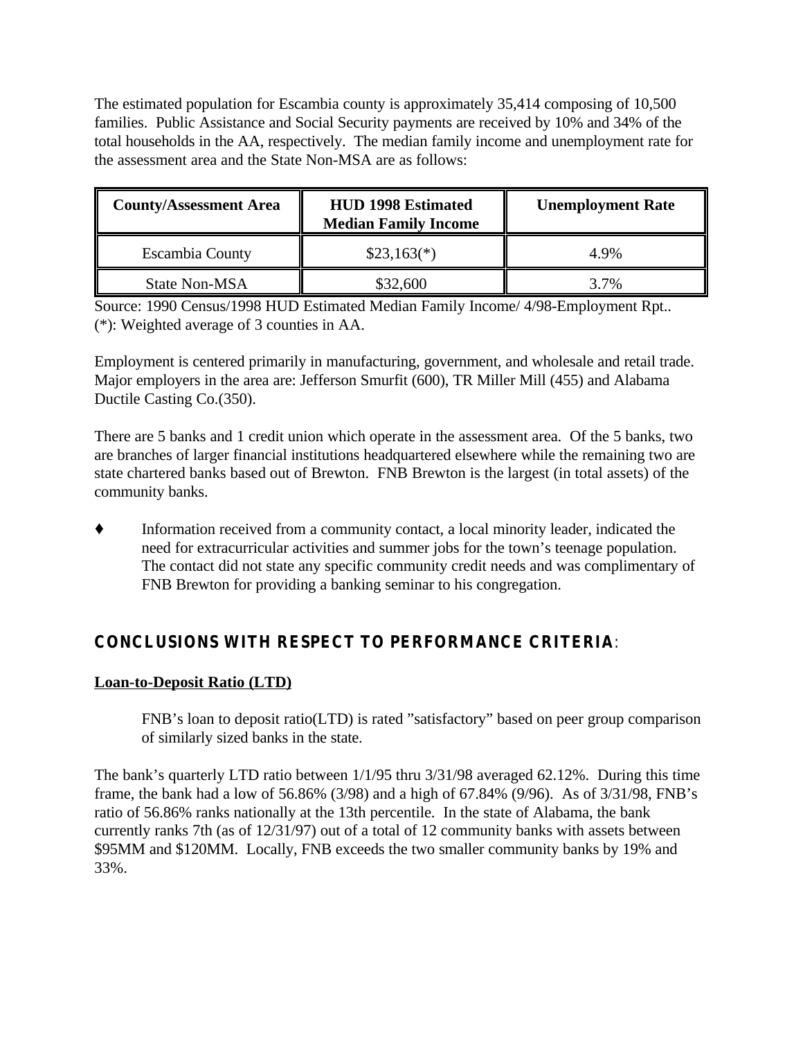The estimated population for Escambia county is approximately 35,414 composing of 10,500 families. Public Assistance and Social Security payments are received by 10% and 34% of the total households in the AA, respectively. The median family income and unemployment rate for the assessment area and the State Non-MSA are as follows:

| County/Assessment Area | HUD 1998 Estimated Median Family Income | Unemployment Rate |
|---|---|---|
| Escambia County | $23,163(*) | 4.9% |
| State Non-MSA | $32,600 | 3.7% |

Source: 1990 Census/1998 HUD Estimated Median Family Income/ 4/98-Employment Rpt..
(*): Weighted average of 3 counties in AA.

Employment is centered primarily in manufacturing, government, and wholesale and retail trade. Major employers in the area are: Jefferson Smurfit (600), TR Miller Mill (455) and Alabama Ductile Casting Co.(350).

There are 5 banks and 1 credit union which operate in the assessment area. Of the 5 banks, two are branches of larger financial institutions headquartered elsewhere while the remaining two are state chartered banks based out of Brewton. FNB Brewton is the largest (in total assets) of the community banks.

♦ Information received from a community contact, a local minority leader, indicated the need for extracurricular activities and summer jobs for the town's teenage population. The contact did not state any specific community credit needs and was complimentary of FNB Brewton for providing a banking seminar to his congregation.

## CONCLUSIONS WITH RESPECT TO PERFORMANCE CRITERIA:

**Loan-to-Deposit Ratio (LTD)**

FNB's loan to deposit ratio(LTD) is rated "satisfactory" based on peer group comparison of similarly sized banks in the state.

The bank's quarterly LTD ratio between 1/1/95 thru 3/31/98 averaged 62.12%. During this time frame, the bank had a low of 56.86% (3/98) and a high of 67.84% (9/96). As of 3/31/98, FNB's ratio of 56.86% ranks nationally at the 13th percentile. In the state of Alabama, the bank currently ranks 7th (as of 12/31/97) out of a total of 12 community banks with assets between $95MM and $120MM. Locally, FNB exceeds the two smaller community banks by 19% and 33%.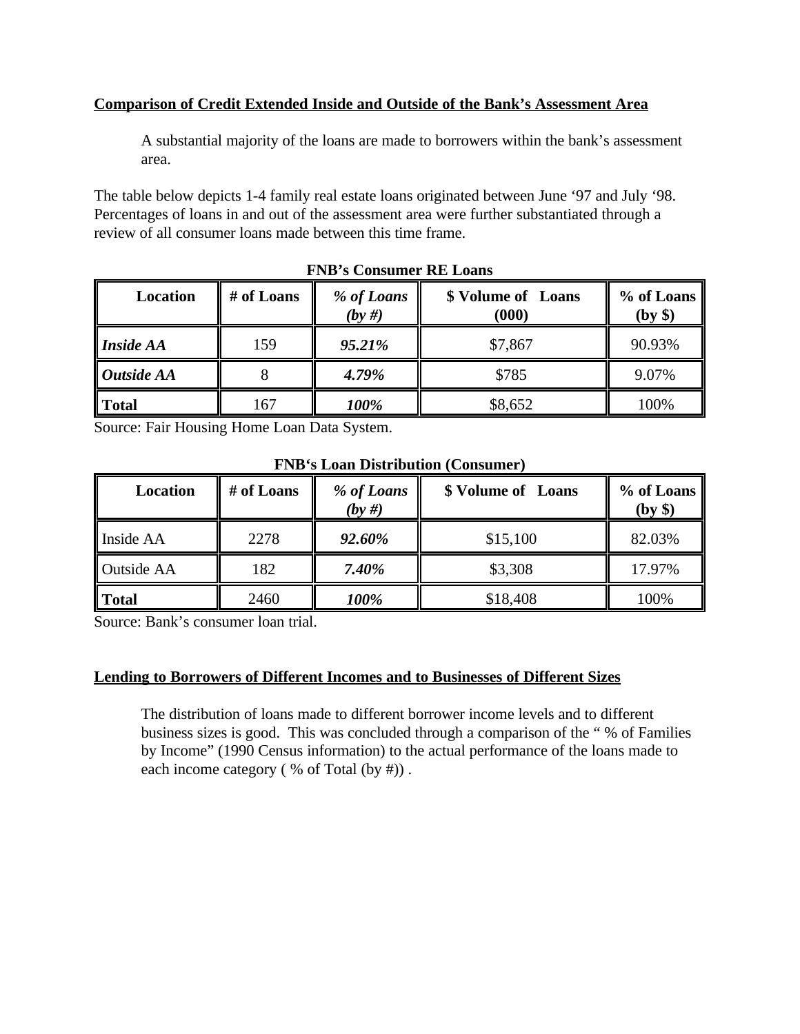**Comparison of Credit Extended Inside and Outside of the Bank's Assessment Area**

A substantial majority of the loans are made to borrowers within the bank's assessment area.

The table below depicts 1-4 family real estate loans originated between June '97 and July '98. Percentages of loans in and out of the assessment area were further substantiated through a review of all consumer loans made between this time frame.

**FNB's Consumer RE Loans**

| Location | # of Loans | *% of Loans (by #)* | $ Volume of Loans (000) | % of Loans (by $) |
|---|---|---|---|---|
| ***Inside AA*** | 159 | ***95.21%*** | $7,867 | 90.93% |
| ***Outside AA*** | 8 | ***4.79%*** | $785 | 9.07% |
| **Total** | 167 | ***100%*** | $8,652 | 100% |

Source: Fair Housing Home Loan Data System.

**FNB's Loan Distribution (Consumer)**

| Location | # of Loans | *% of Loans (by #)* | $ Volume of Loans | % of Loans (by $) |
|---|---|---|---|---|
| Inside AA | 2278 | ***92.60%*** | $15,100 | 82.03% |
| Outside AA | 182 | ***7.40%*** | $3,308 | 17.97% |
| **Total** | 2460 | ***100%*** | $18,408 | 100% |

Source: Bank's consumer loan trial.

**Lending to Borrowers of Different Incomes and to Businesses of Different Sizes**

The distribution of loans made to different borrower income levels and to different business sizes is good. This was concluded through a comparison of the " % of Families by Income" (1990 Census information) to the actual performance of the loans made to each income category ( % of Total (by #)) .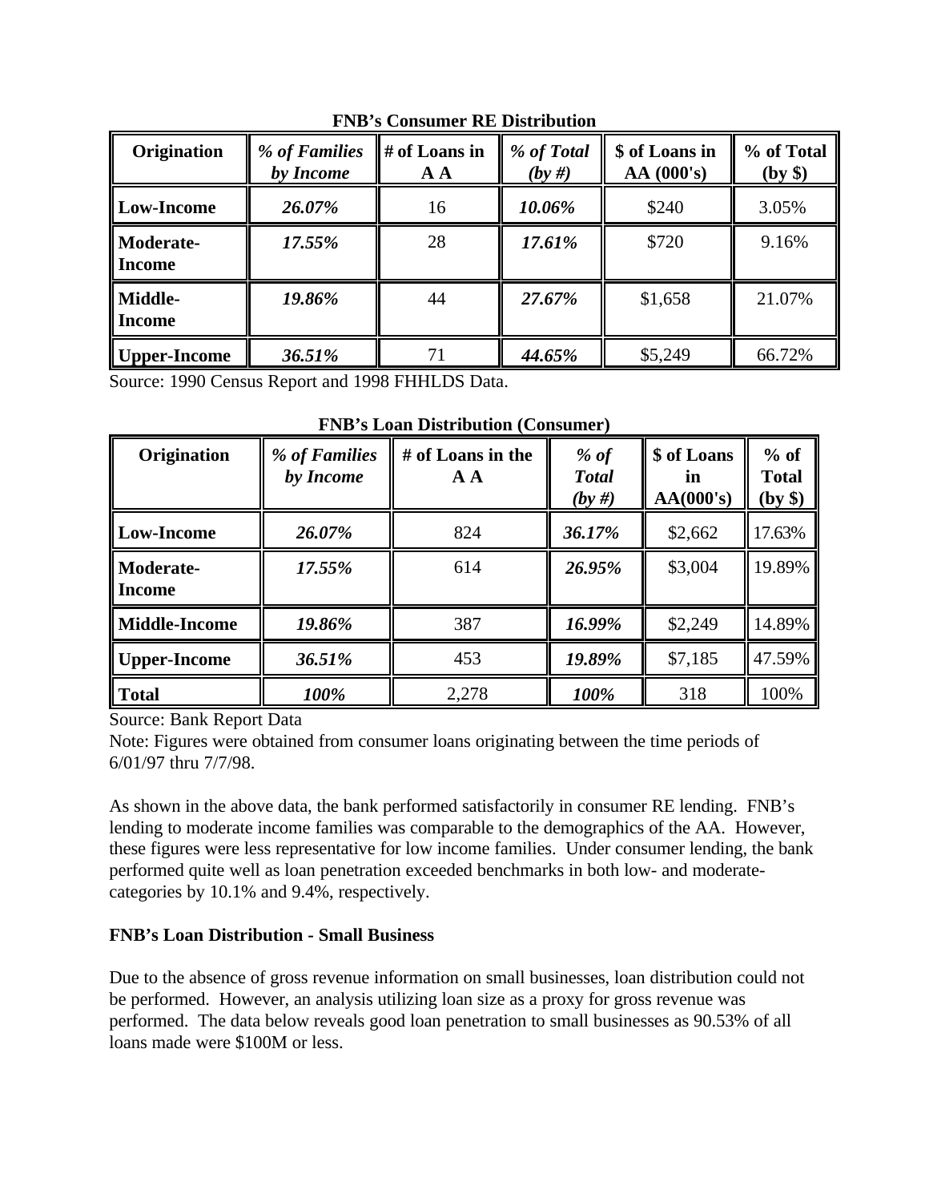**FNB's Consumer RE Distribution**

| Origination | *% of Families by Income* | # of Loans in A A | *% of Total (by #)* | \$ of Loans in AA (000's) | % of Total (by \$) |
|---|---|---|---|---|---|
| **Low-Income** | ***26.07%*** | 16 | ***10.06%*** | \$240 | 3.05% |
| **Moderate-Income** | ***17.55%*** | 28 | ***17.61%*** | \$720 | 9.16% |
| **Middle-Income** | ***19.86%*** | 44 | ***27.67%*** | \$1,658 | 21.07% |
| **Upper-Income** | ***36.51%*** | 71 | ***44.65%*** | \$5,249 | 66.72% |

Source: 1990 Census Report and 1998 FHHLDS Data.

**FNB's Loan Distribution (Consumer)**

| Origination | *% of Families by Income* | # of Loans in the A A | *% of Total (by #)* | \$ of Loans in AA(000's) | % of Total (by \$) |
|---|---|---|---|---|---|
| **Low-Income** | ***26.07%*** | 824 | ***36.17%*** | \$2,662 | 17.63% |
| **Moderate-Income** | ***17.55%*** | 614 | ***26.95%*** | \$3,004 | 19.89% |
| **Middle-Income** | ***19.86%*** | 387 | ***16.99%*** | \$2,249 | 14.89% |
| **Upper-Income** | ***36.51%*** | 453 | ***19.89%*** | \$7,185 | 47.59% |
| **Total** | ***100%*** | 2,278 | ***100%*** | 318 | 100% |

Source: Bank Report Data
Note: Figures were obtained from consumer loans originating between the time periods of 6/01/97 thru 7/7/98.

As shown in the above data, the bank performed satisfactorily in consumer RE lending. FNB's lending to moderate income families was comparable to the demographics of the AA. However, these figures were less representative for low income families. Under consumer lending, the bank performed quite well as loan penetration exceeded benchmarks in both low- and moderate-categories by 10.1% and 9.4%, respectively.

**FNB's Loan Distribution - Small Business**

Due to the absence of gross revenue information on small businesses, loan distribution could not be performed. However, an analysis utilizing loan size as a proxy for gross revenue was performed. The data below reveals good loan penetration to small businesses as 90.53% of all loans made were \$100M or less.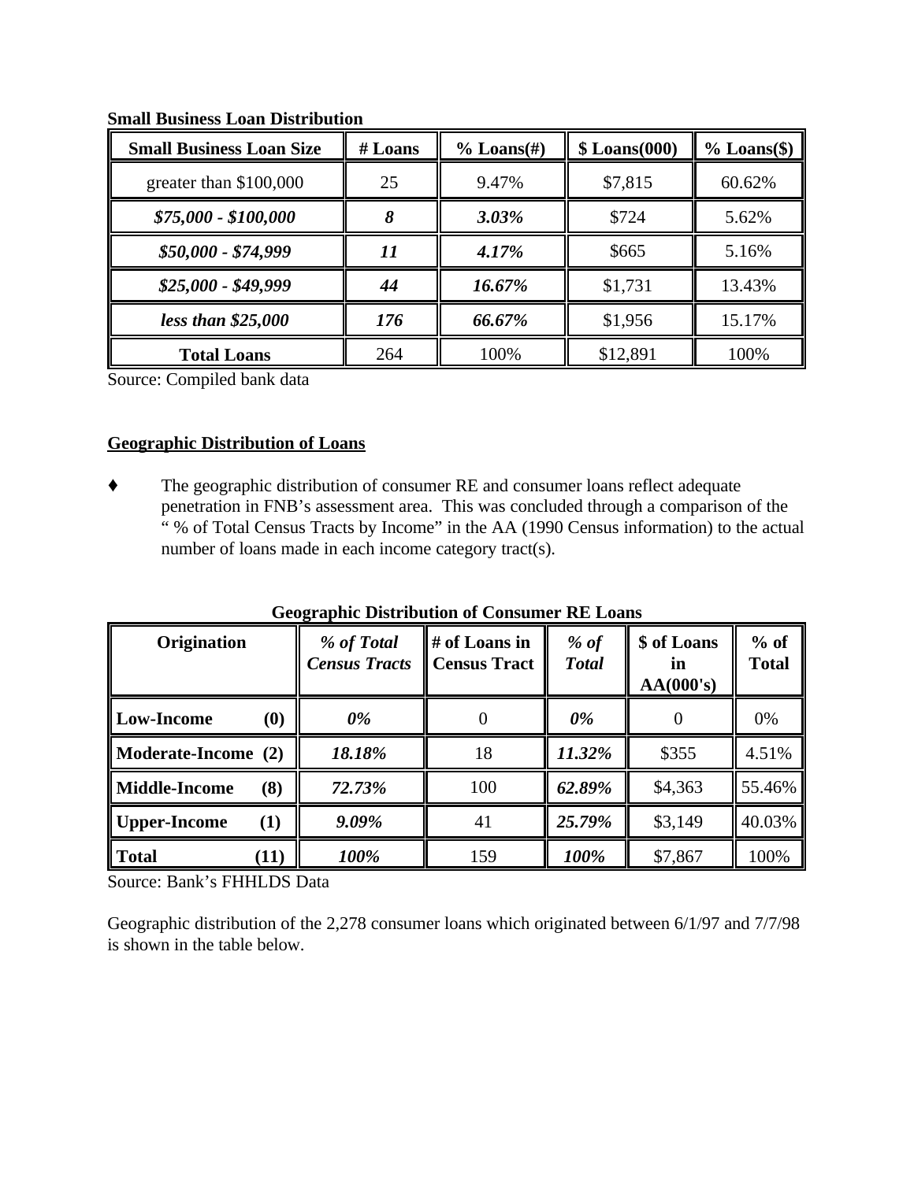**Small Business Loan Distribution**

| Small Business Loan Size | # Loans | % Loans(#) | $ Loans(000) | % Loans($) |
|---|---|---|---|---|
| greater than $100,000 | 25 | 9.47% | $7,815 | 60.62% |
| ***$75,000 - $100,000*** | ***8*** | ***3.03%*** | $724 | 5.62% |
| ***$50,000 - $74,999*** | ***11*** | ***4.17%*** | $665 | 5.16% |
| ***$25,000 - $49,999*** | ***44*** | ***16.67%*** | $1,731 | 13.43% |
| ***less than $25,000*** | ***176*** | ***66.67%*** | $1,956 | 15.17% |
| **Total Loans** | 264 | 100% | $12,891 | 100% |

Source: Compiled bank data

**Geographic Distribution of Loans**

♦ The geographic distribution of consumer RE and consumer loans reflect adequate penetration in FNB's assessment area. This was concluded through a comparison of the " % of Total Census Tracts by Income" in the AA (1990 Census information) to the actual number of loans made in each income category tract(s).

**Geographic Distribution of Consumer RE Loans**

| Origination | *% of Total Census Tracts* | # of Loans in Census Tract | *% of Total* | $ of Loans in AA(000's) | % of Total |
|---|---|---|---|---|---|
| **Low-Income (0)** | ***0%*** | 0 | ***0%*** | 0 | 0% |
| **Moderate-Income (2)** | ***18.18%*** | 18 | ***11.32%*** | $355 | 4.51% |
| **Middle-Income (8)** | ***72.73%*** | 100 | ***62.89%*** | $4,363 | 55.46% |
| **Upper-Income (1)** | ***9.09%*** | 41 | ***25.79%*** | $3,149 | 40.03% |
| **Total (11)** | ***100%*** | 159 | ***100%*** | $7,867 | 100% |

Source: Bank's FHHLDS Data

Geographic distribution of the 2,278 consumer loans which originated between 6/1/97 and 7/7/98 is shown in the table below.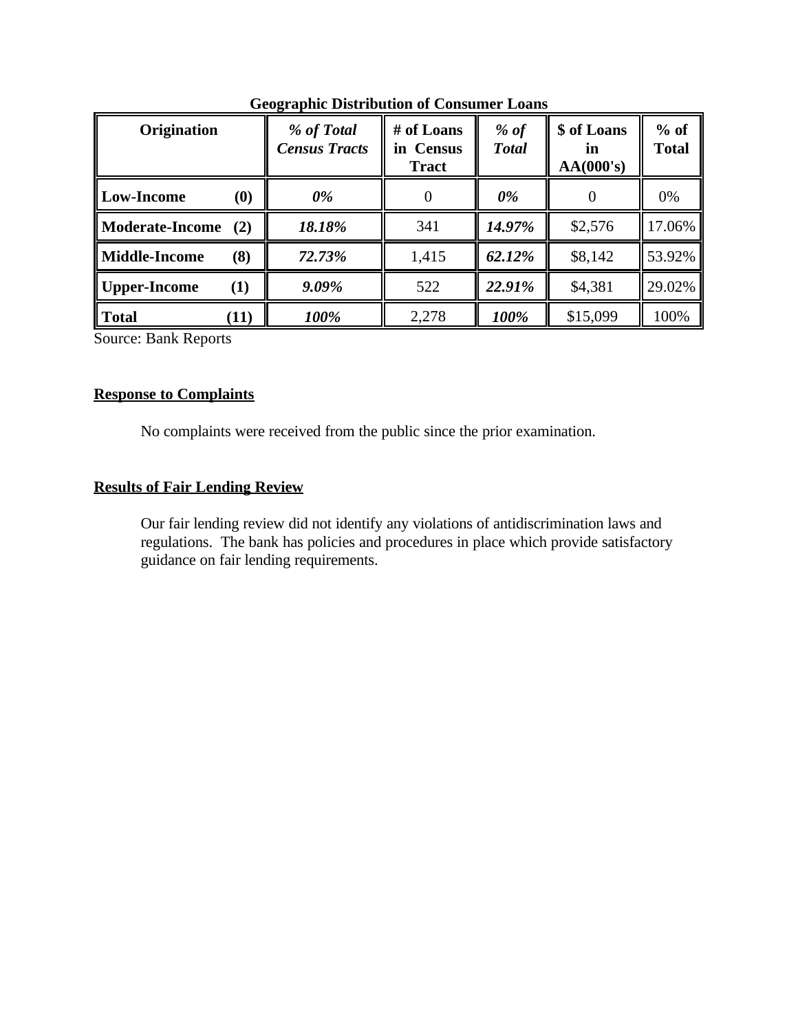**Geographic Distribution of Consumer Loans**

| Origination | | *% of Total Census Tracts* | # of Loans in Census Tract | *% of Total* | $ of Loans in AA(000's) | % of Total |
|---|---|---|---|---|---|---|
| **Low-Income** | **(0)** | ***0%*** | 0 | ***0%*** | 0 | 0% |
| **Moderate-Income** | **(2)** | ***18.18%*** | 341 | ***14.97%*** | $2,576 | 17.06% |
| **Middle-Income** | **(8)** | ***72.73%*** | 1,415 | ***62.12%*** | $8,142 | 53.92% |
| **Upper-Income** | **(1)** | ***9.09%*** | 522 | ***22.91%*** | $4,381 | 29.02% |
| **Total** | **(11)** | ***100%*** | 2,278 | ***100%*** | $15,099 | 100% |

Source: Bank Reports

**Response to Complaints**

No complaints were received from the public since the prior examination.

**Results of Fair Lending Review**

Our fair lending review did not identify any violations of antidiscrimination laws and regulations. The bank has policies and procedures in place which provide satisfactory guidance on fair lending requirements.